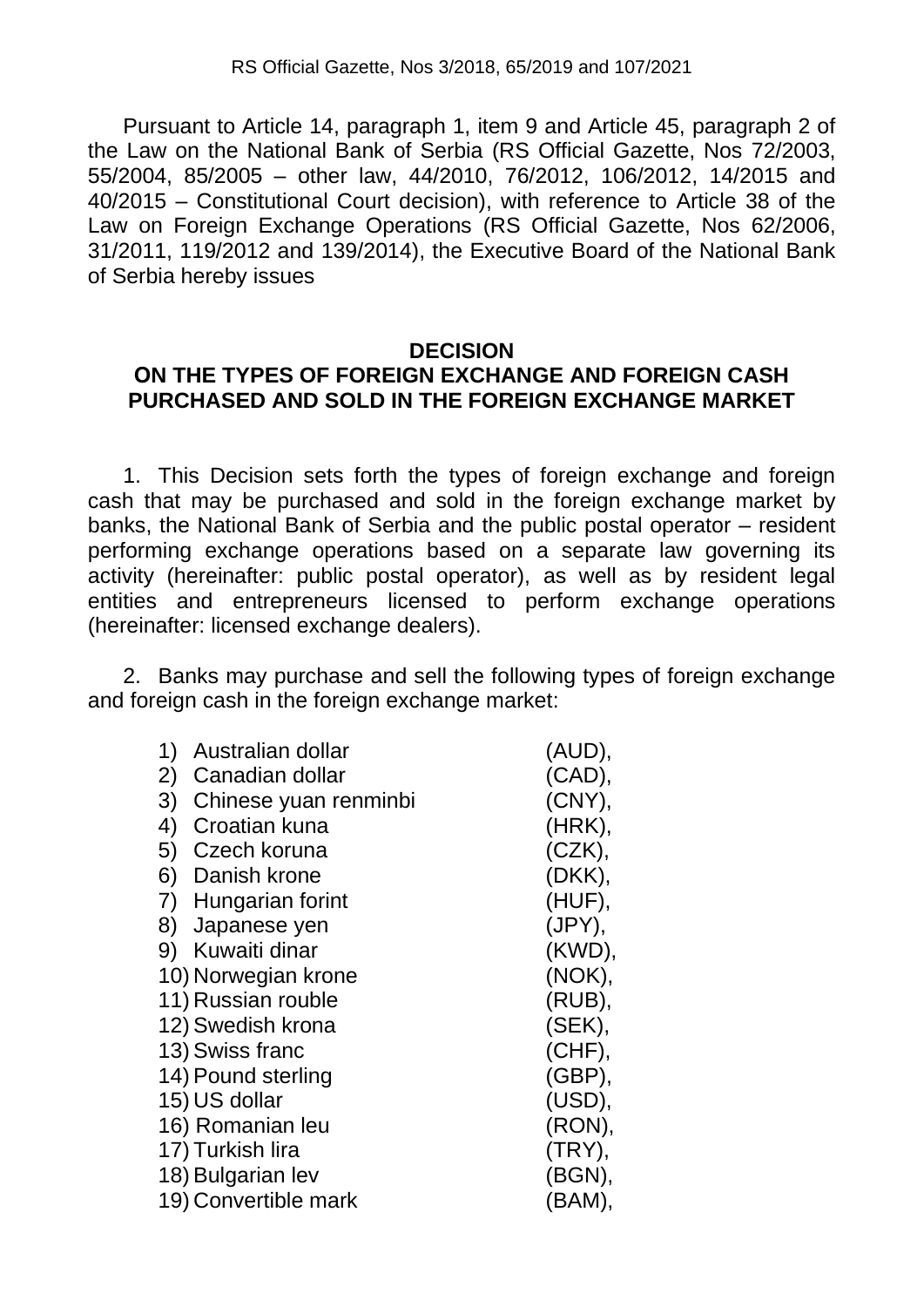RS Official Gazette, Nos 3/2018, 65/2019 and 107/2021

Pursuant to Article 14, paragraph 1, item 9 and Article 45, paragraph 2 of the Law on the National Bank of Serbia (RS Official Gazette, Nos 72/2003, 55/2004, 85/2005 – other law, 44/2010, 76/2012, 106/2012, 14/2015 and 40/2015 – Constitutional Court decision), with reference to Article 38 of the Law on Foreign Exchange Operations (RS Official Gazette, Nos 62/2006, 31/2011, 119/2012 and 139/2014), the Executive Board of the National Bank of Serbia hereby issues

# DECISION
# ON THE TYPES OF FOREIGN EXCHANGE AND FOREIGN CASH PURCHASED AND SOLD IN THE FOREIGN EXCHANGE MARKET

1. This Decision sets forth the types of foreign exchange and foreign cash that may be purchased and sold in the foreign exchange market by banks, the National Bank of Serbia and the public postal operator – resident performing exchange operations based on a separate law governing its activity (hereinafter: public postal operator), as well as by resident legal entities and entrepreneurs licensed to perform exchange operations (hereinafter: licensed exchange dealers).

2. Banks may purchase and sell the following types of foreign exchange and foreign cash in the foreign exchange market:

1) Australian dollar (AUD),
2) Canadian dollar (CAD),
3) Chinese yuan renminbi (CNY),
4) Croatian kuna (HRK),
5) Czech koruna (CZK),
6) Danish krone (DKK),
7) Hungarian forint (HUF),
8) Japanese yen (JPY),
9) Kuwaiti dinar (KWD),
10) Norwegian krone (NOK),
11) Russian rouble (RUB),
12) Swedish krona (SEK),
13) Swiss franc (CHF),
14) Pound sterling (GBP),
15) US dollar (USD),
16) Romanian leu (RON),
17) Turkish lira (TRY),
18) Bulgarian lev (BGN),
19) Convertible mark (BAM),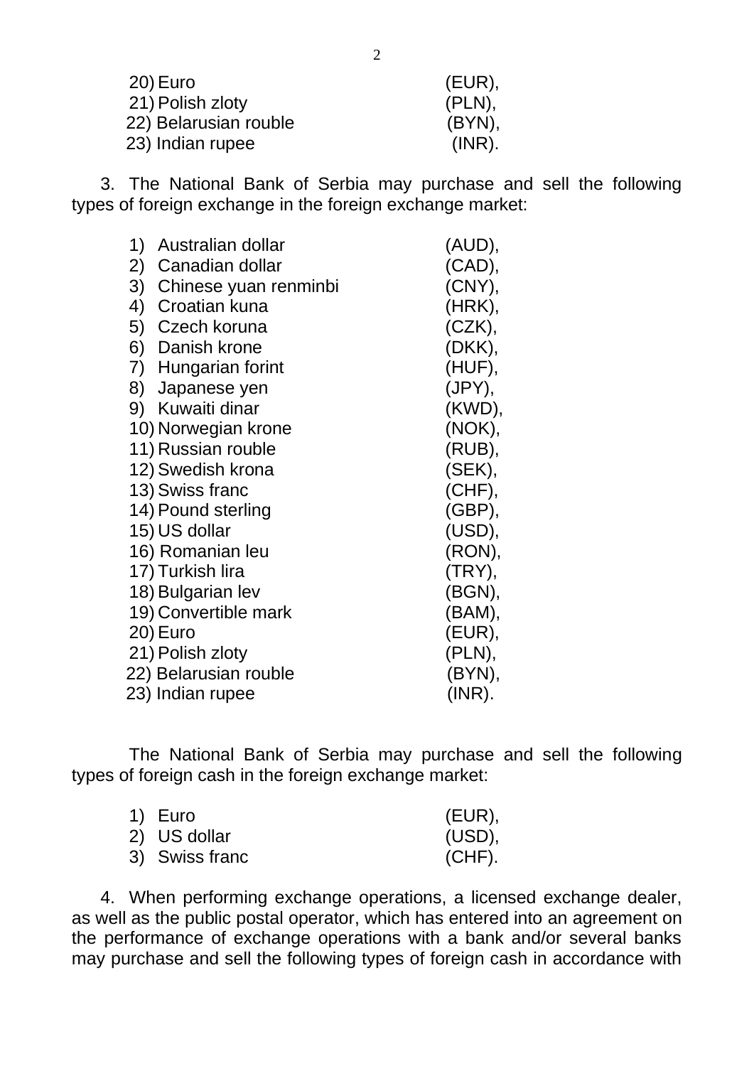20) Euro (EUR),
21) Polish zloty (PLN),
22) Belarusian rouble (BYN),
23) Indian rupee (INR).

3. The National Bank of Serbia may purchase and sell the following types of foreign exchange in the foreign exchange market:

1) Australian dollar (AUD),
2) Canadian dollar (CAD),
3) Chinese yuan renminbi (CNY),
4) Croatian kuna (HRK),
5) Czech koruna (CZK),
6) Danish krone (DKK),
7) Hungarian forint (HUF),
8) Japanese yen (JPY),
9) Kuwaiti dinar (KWD),
10) Norwegian krone (NOK),
11) Russian rouble (RUB),
12) Swedish krona (SEK),
13) Swiss franc (CHF),
14) Pound sterling (GBP),
15) US dollar (USD),
16) Romanian leu (RON),
17) Turkish lira (TRY),
18) Bulgarian lev (BGN),
19) Convertible mark (BAM),
20) Euro (EUR),
21) Polish zloty (PLN),
22) Belarusian rouble (BYN),
23) Indian rupee (INR).

The National Bank of Serbia may purchase and sell the following types of foreign cash in the foreign exchange market:

1) Euro (EUR),
2) US dollar (USD),
3) Swiss franc (CHF).

4. When performing exchange operations, a licensed exchange dealer, as well as the public postal operator, which has entered into an agreement on the performance of exchange operations with a bank and/or several banks may purchase and sell the following types of foreign cash in accordance with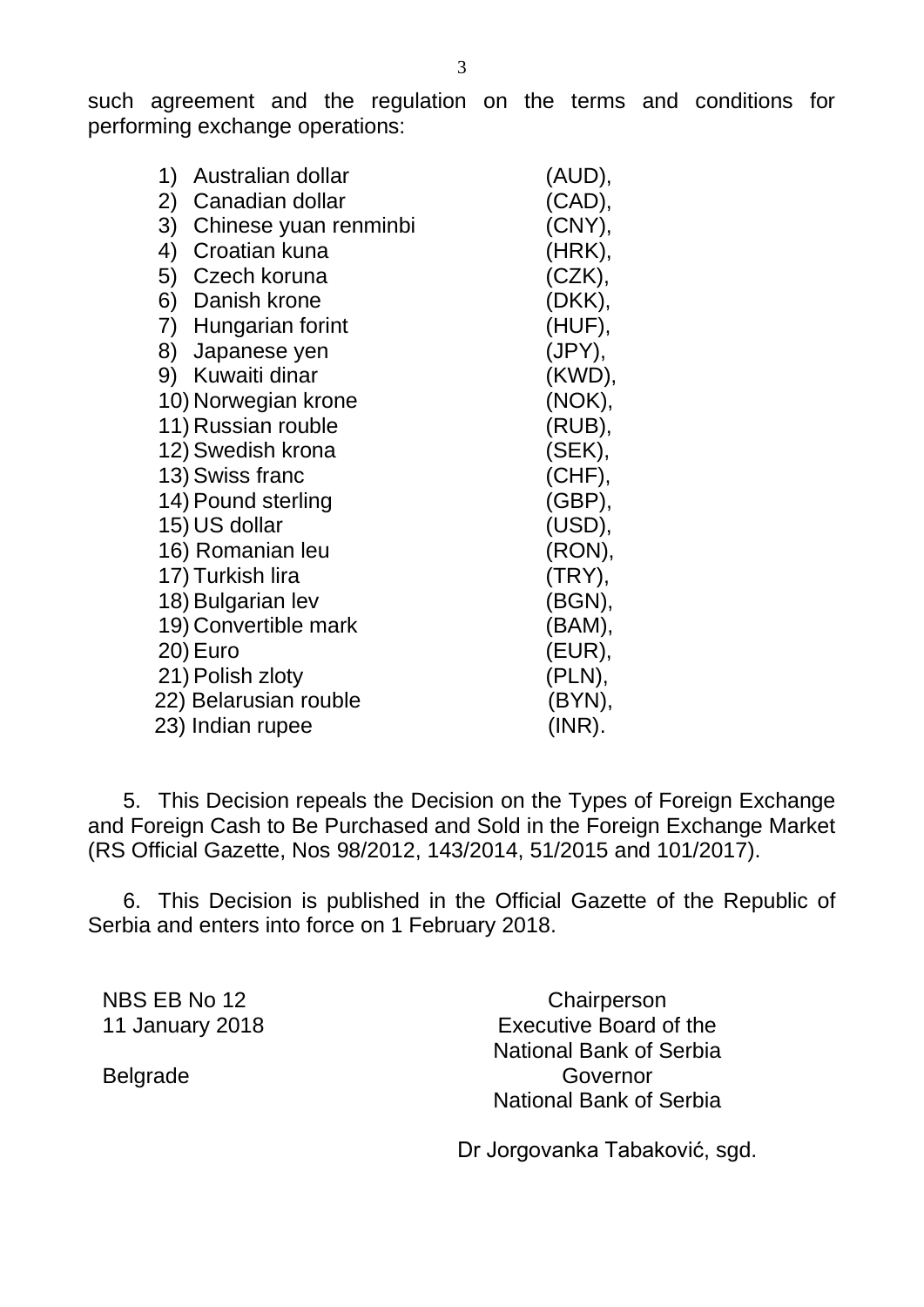such agreement and the regulation on the terms and conditions for performing exchange operations:

1) Australian dollar (AUD),
2) Canadian dollar (CAD),
3) Chinese yuan renminbi (CNY),
4) Croatian kuna (HRK),
5) Czech koruna (CZK),
6) Danish krone (DKK),
7) Hungarian forint (HUF),
8) Japanese yen (JPY),
9) Kuwaiti dinar (KWD),
10) Norwegian krone (NOK),
11) Russian rouble (RUB),
12) Swedish krona (SEK),
13) Swiss franc (CHF),
14) Pound sterling (GBP),
15) US dollar (USD),
16) Romanian leu (RON),
17) Turkish lira (TRY),
18) Bulgarian lev (BGN),
19) Convertible mark (BAM),
20) Euro (EUR),
21) Polish zloty (PLN),
22) Belarusian rouble (BYN),
23) Indian rupee (INR).

5. This Decision repeals the Decision on the Types of Foreign Exchange and Foreign Cash to Be Purchased and Sold in the Foreign Exchange Market (RS Official Gazette, Nos 98/2012, 143/2014, 51/2015 and 101/2017).

6. This Decision is published in the Official Gazette of the Republic of Serbia and enters into force on 1 February 2018.

NBS EB No 12
11 January 2018

Belgrade

Chairperson
Executive Board of the
National Bank of Serbia
Governor
National Bank of Serbia

Dr Jorgovanka Tabaković, sgd.